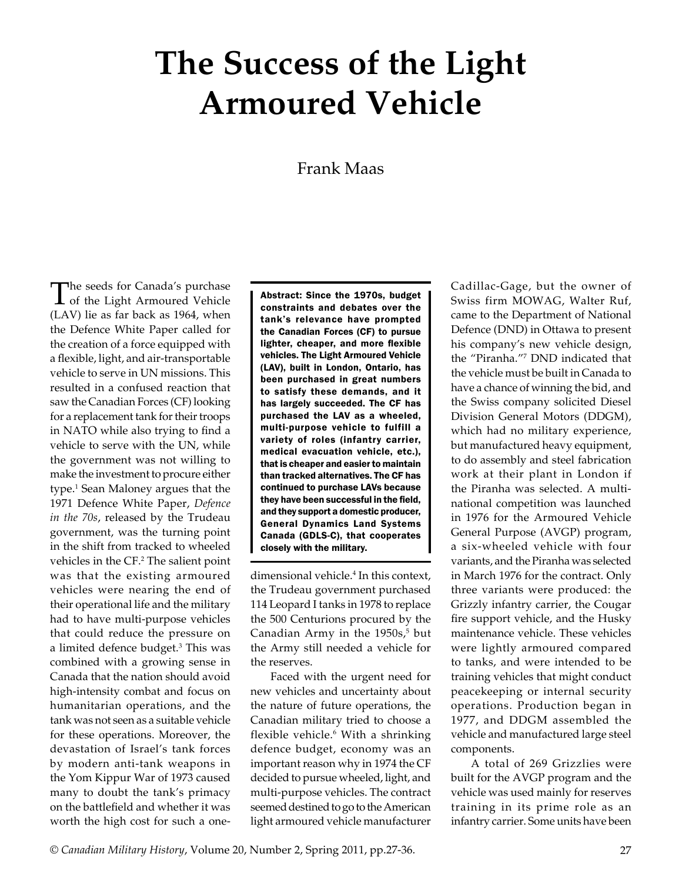# The Success of the Light Armoured Vehicle

Frank Maas

**Abstract: Since the 1970s, budget constraints and debates over the tank's relevance have prompted the Canadian Forces (CF) to pursue lighter, cheaper, and more flexible vehicles. The Light Armoured Vehicle (LAV), built in London, Ontario, has been purchased in great numbers to satisfy these demands, and it has largely succeeded. The CF has purchased the LAV as a wheeled, multi-purpose vehicle to fulfill a variety of roles (infantry carrier, medical evacuation vehicle, etc.), that is cheaper and easier to maintain than tracked alternatives. The CF has continued to purchase LAVs because they have been successful in the field, and they support a domestic producer, General Dynamics Land Systems Canada (GDLS-C), that cooperates closely with the military.**

The seeds for Canada's purchase of the Light Armoured Vehicle (LAV) lie as far back as 1964, when the Defence White Paper called for the creation of a force equipped with a flexible, light, and air-transportable vehicle to serve in UN missions. This resulted in a confused reaction that saw the Canadian Forces (CF) looking for a replacement tank for their troops in NATO while also trying to find a vehicle to serve with the UN, while the government was not willing to make the investment to procure either type.[1] Sean Maloney argues that the 1971 Defence White Paper, *Defence in the 70s*, released by the Trudeau government, was the turning point in the shift from tracked to wheeled vehicles in the CF.[2] The salient point was that the existing armoured vehicles were nearing the end of their operational life and the military had to have multi-purpose vehicles that could reduce the pressure on a limited defence budget.[3] This was combined with a growing sense in Canada that the nation should avoid high-intensity combat and focus on humanitarian operations, and the tank was not seen as a suitable vehicle for these operations. Moreover, the devastation of Israel's tank forces by modern anti-tank weapons in the Yom Kippur War of 1973 caused many to doubt the tank's primacy on the battlefield and whether it was worth the high cost for such a one-dimensional vehicle.[4] In this context, the Trudeau government purchased 114 Leopard I tanks in 1978 to replace the 500 Centurions procured by the Canadian Army in the 1950s,[5] but the Army still needed a vehicle for the reserves.

Faced with the urgent need for new vehicles and uncertainty about the nature of future operations, the Canadian military tried to choose a flexible vehicle.[6] With a shrinking defence budget, economy was an important reason why in 1974 the CF decided to pursue wheeled, light, and multi-purpose vehicles. The contract seemed destined to go to the American light armoured vehicle manufacturer Cadillac-Gage, but the owner of Swiss firm MOWAG, Walter Ruf, came to the Department of National Defence (DND) in Ottawa to present his company's new vehicle design, the "Piranha."[7] DND indicated that the vehicle must be built in Canada to have a chance of winning the bid, and the Swiss company solicited Diesel Division General Motors (DDGM), which had no military experience, but manufactured heavy equipment, to do assembly and steel fabrication work at their plant in London if the Piranha was selected. A multi-national competition was launched in 1976 for the Armoured Vehicle General Purpose (AVGP) program, a six-wheeled vehicle with four variants, and the Piranha was selected in March 1976 for the contract. Only three variants were produced: the Grizzly infantry carrier, the Cougar fire support vehicle, and the Husky maintenance vehicle. These vehicles were lightly armoured compared to tanks, and were intended to be training vehicles that might conduct peacekeeping or internal security operations. Production began in 1977, and DDGM assembled the vehicle and manufactured large steel components.

A total of 269 Grizzlies were built for the AVGP program and the vehicle was used mainly for reserves training in its prime role as an infantry carrier. Some units have been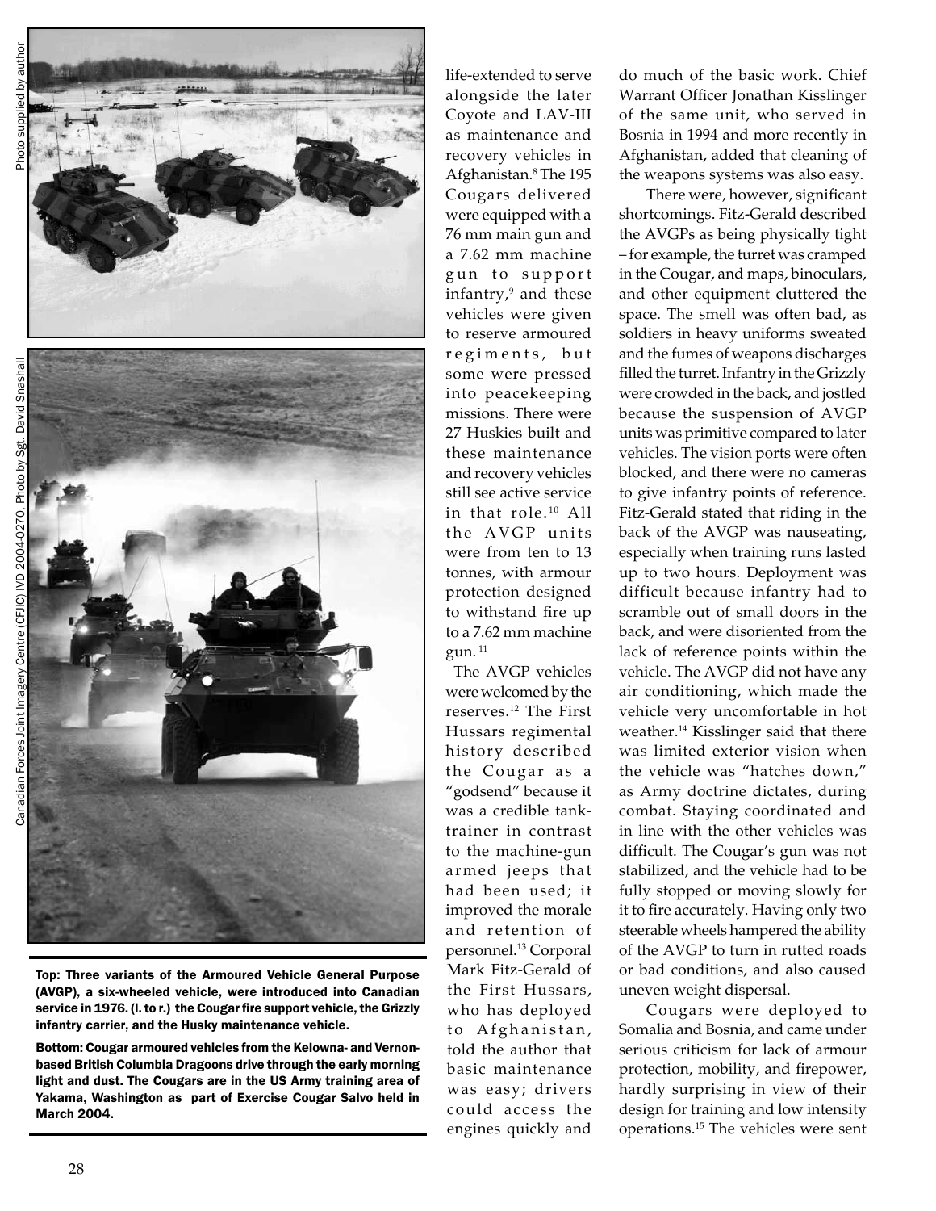Photo supplied by author

Canadian Forces Joint Imagery Centre (CFJIC) IVD 2004-0270. Photo by Sgt. David Snashall

**Top: Three variants of the Armoured Vehicle General Purpose (AVGP), a six-wheeled vehicle, were introduced into Canadian service in 1976. (l. to r.) the Cougar fire support vehicle, the Grizzly infantry carrier, and the Husky maintenance vehicle.**

**Bottom: Cougar armoured vehicles from the Kelowna- and Vernon-based British Columbia Dragoons drive through the early morning light and dust. The Cougars are in the US Army training area of Yakama, Washington as part of Exercise Cougar Salvo held in March 2004.**

life-extended to serve alongside the later Coyote and LAV-III as maintenance and recovery vehicles in Afghanistan.[8] The 195 Cougars delivered were equipped with a 76 mm main gun and a 7.62 mm machine gun to support infantry,[9] and these vehicles were given to reserve armoured regiments, but some were pressed into peacekeeping missions. There were 27 Huskies built and these maintenance and recovery vehicles still see active service in that role.[10] All the AVGP units were from ten to 13 tonnes, with armour protection designed to withstand fire up to a 7.62 mm machine gun.[11]

The AVGP vehicles were welcomed by the reserves.[12] The First Hussars regimental history described the Cougar as a "godsend" because it was a credible tank-trainer in contrast to the machine-gun armed jeeps that had been used; it improved the morale and retention of personnel.[13] Corporal Mark Fitz-Gerald of the First Hussars, who has deployed to Afghanistan, told the author that basic maintenance was easy; drivers could access the engines quickly and do much of the basic work. Chief Warrant Officer Jonathan Kisslinger of the same unit, who served in Bosnia in 1994 and more recently in Afghanistan, added that cleaning of the weapons systems was also easy.

There were, however, significant shortcomings. Fitz-Gerald described the AVGPs as being physically tight – for example, the turret was cramped in the Cougar, and maps, binoculars, and other equipment cluttered the space. The smell was often bad, as soldiers in heavy uniforms sweated and the fumes of weapons discharges filled the turret. Infantry in the Grizzly were crowded in the back, and jostled because the suspension of AVGP units was primitive compared to later vehicles. The vision ports were often blocked, and there were no cameras to give infantry points of reference. Fitz-Gerald stated that riding in the back of the AVGP was nauseating, especially when training runs lasted up to two hours. Deployment was difficult because infantry had to scramble out of small doors in the back, and were disoriented from the lack of reference points within the vehicle. The AVGP did not have any air conditioning, which made the vehicle very uncomfortable in hot weather.[14] Kisslinger said that there was limited exterior vision when the vehicle was "hatches down," as Army doctrine dictates, during combat. Staying coordinated and in line with the other vehicles was difficult. The Cougar's gun was not stabilized, and the vehicle had to be fully stopped or moving slowly for it to fire accurately. Having only two steerable wheels hampered the ability of the AVGP to turn in rutted roads or bad conditions, and also caused uneven weight dispersal.

Cougars were deployed to Somalia and Bosnia, and came under serious criticism for lack of armour protection, mobility, and firepower, hardly surprising in view of their design for training and low intensity operations.[15] The vehicles were sent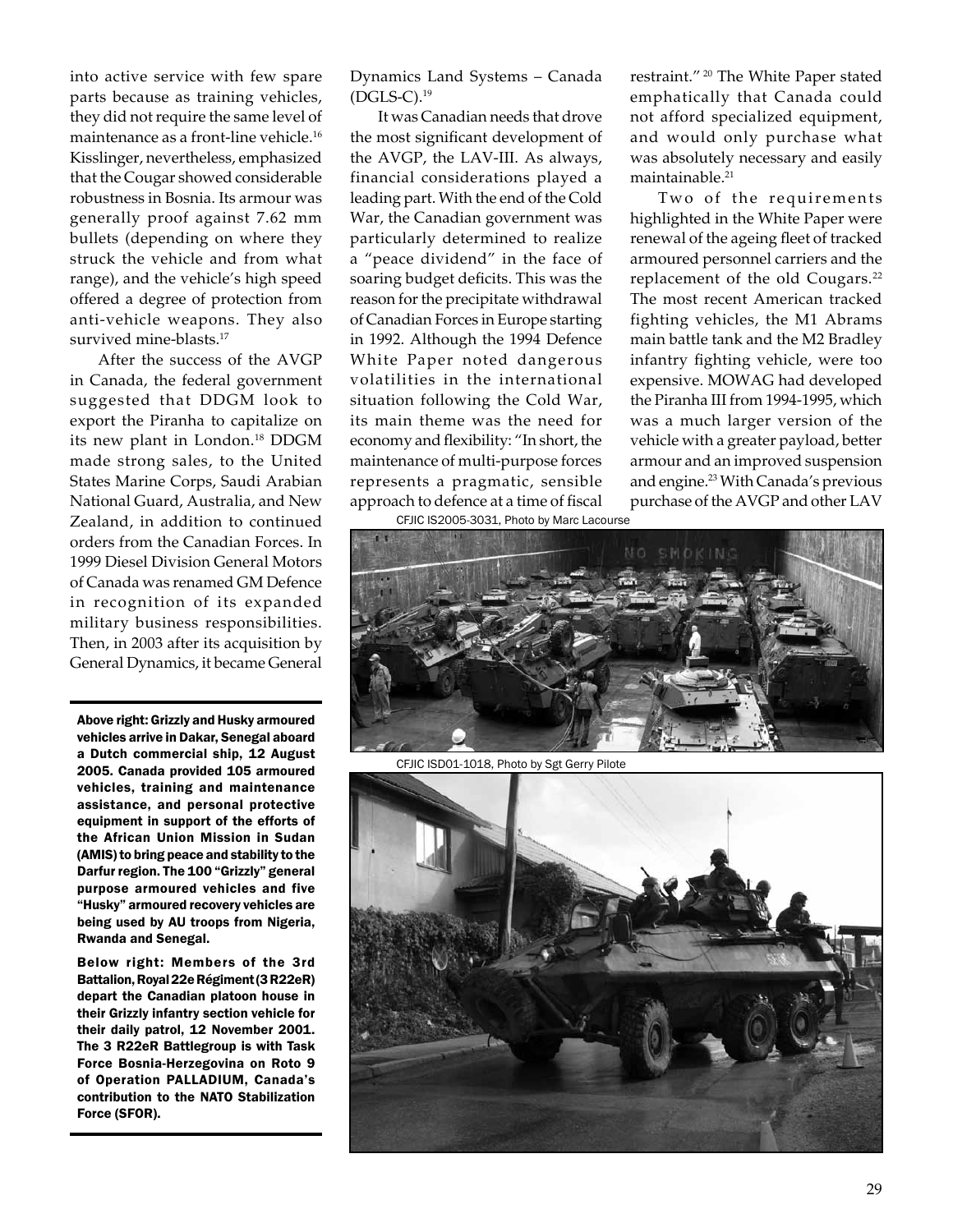into active service with few spare parts because as training vehicles, they did not require the same level of maintenance as a front-line vehicle.[16] Kisslinger, nevertheless, emphasized that the Cougar showed considerable robustness in Bosnia. Its armour was generally proof against 7.62 mm bullets (depending on where they struck the vehicle and from what range), and the vehicle's high speed offered a degree of protection from anti-vehicle weapons. They also survived mine-blasts.[17]

After the success of the AVGP in Canada, the federal government suggested that DDGM look to export the Piranha to capitalize on its new plant in London.[18] DDGM made strong sales, to the United States Marine Corps, Saudi Arabian National Guard, Australia, and New Zealand, in addition to continued orders from the Canadian Forces. In 1999 Diesel Division General Motors of Canada was renamed GM Defence in recognition of its expanded military business responsibilities. Then, in 2003 after its acquisition by General Dynamics, it became General Dynamics Land Systems – Canada (DGLS-C).[19]

It was Canadian needs that drove the most significant development of the AVGP, the LAV-III. As always, financial considerations played a leading part. With the end of the Cold War, the Canadian government was particularly determined to realize a "peace dividend" in the face of soaring budget deficits. This was the reason for the precipitate withdrawal of Canadian Forces in Europe starting in 1992. Although the 1994 Defence White Paper noted dangerous volatilities in the international situation following the Cold War, its main theme was the need for economy and flexibility: "In short, the maintenance of multi-purpose forces represents a pragmatic, sensible approach to defence at a time of fiscal restraint."[20] The White Paper stated emphatically that Canada could not afford specialized equipment, and would only purchase what was absolutely necessary and easily maintainable.[21]

Two of the requirements highlighted in the White Paper were renewal of the ageing fleet of tracked armoured personnel carriers and the replacement of the old Cougars.[22] The most recent American tracked fighting vehicles, the M1 Abrams main battle tank and the M2 Bradley infantry fighting vehicle, were too expensive. MOWAG had developed the Piranha III from 1994-1995, which was a much larger version of the vehicle with a greater payload, better armour and an improved suspension and engine.[23] With Canada's previous purchase of the AVGP and other LAV

CFJIC IS2005-3031, Photo by Marc Lacourse

**Above right: Grizzly and Husky armoured vehicles arrive in Dakar, Senegal aboard a Dutch commercial ship, 12 August 2005. Canada provided 105 armoured vehicles, training and maintenance assistance, and personal protective equipment in support of the efforts of the African Union Mission in Sudan (AMIS) to bring peace and stability to the Darfur region. The 100 "Grizzly" general purpose armoured vehicles and five "Husky" armoured recovery vehicles are being used by AU troops from Nigeria, Rwanda and Senegal.**

CFJIC ISD01-1018, Photo by Sgt Gerry Pilote

**Below right: Members of the 3rd Battalion, Royal 22e Régiment (3 R22eR) depart the Canadian platoon house in their Grizzly infantry section vehicle for their daily patrol, 12 November 2001. The 3 R22eR Battlegroup is with Task Force Bosnia-Herzegovina on Roto 9 of Operation PALLADIUM, Canada's contribution to the NATO Stabilization Force (SFOR).**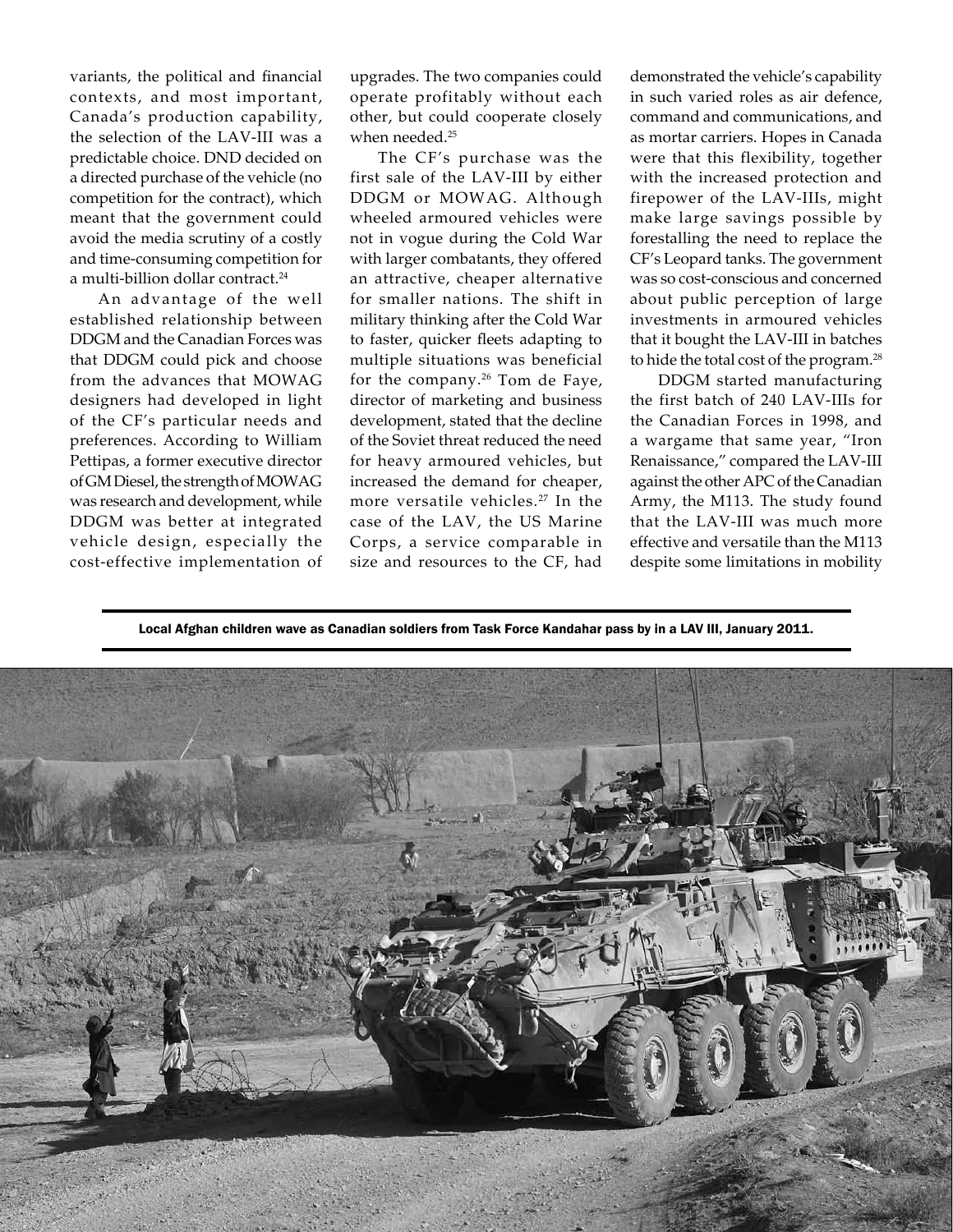variants, the political and financial contexts, and most important, Canada's production capability, the selection of the LAV-III was a predictable choice. DND decided on a directed purchase of the vehicle (no competition for the contract), which meant that the government could avoid the media scrutiny of a costly and time-consuming competition for a multi-billion dollar contract.[24]

An advantage of the well established relationship between DDGM and the Canadian Forces was that DDGM could pick and choose from the advances that MOWAG designers had developed in light of the CF's particular needs and preferences. According to William Pettipas, a former executive director of GM Diesel, the strength of MOWAG was research and development, while DDGM was better at integrated vehicle design, especially the cost-effective implementation of upgrades. The two companies could operate profitably without each other, but could cooperate closely when needed.[25]

The CF's purchase was the first sale of the LAV-III by either DDGM or MOWAG. Although wheeled armoured vehicles were not in vogue during the Cold War with larger combatants, they offered an attractive, cheaper alternative for smaller nations. The shift in military thinking after the Cold War to faster, quicker fleets adapting to multiple situations was beneficial for the company.[26] Tom de Faye, director of marketing and business development, stated that the decline of the Soviet threat reduced the need for heavy armoured vehicles, but increased the demand for cheaper, more versatile vehicles.[27] In the case of the LAV, the US Marine Corps, a service comparable in size and resources to the CF, had demonstrated the vehicle's capability in such varied roles as air defence, command and communications, and as mortar carriers. Hopes in Canada were that this flexibility, together with the increased protection and firepower of the LAV-IIIs, might make large savings possible by forestalling the need to replace the CF's Leopard tanks. The government was so cost-conscious and concerned about public perception of large investments in armoured vehicles that it bought the LAV-III in batches to hide the total cost of the program.[28]

DDGM started manufacturing the first batch of 240 LAV-IIIs for the Canadian Forces in 1998, and a wargame that same year, "Iron Renaissance," compared the LAV-III against the other APC of the Canadian Army, the M113. The study found that the LAV-III was much more effective and versatile than the M113 despite some limitations in mobility

**Local Afghan children wave as Canadian soldiers from Task Force Kandahar pass by in a LAV III, January 2011.**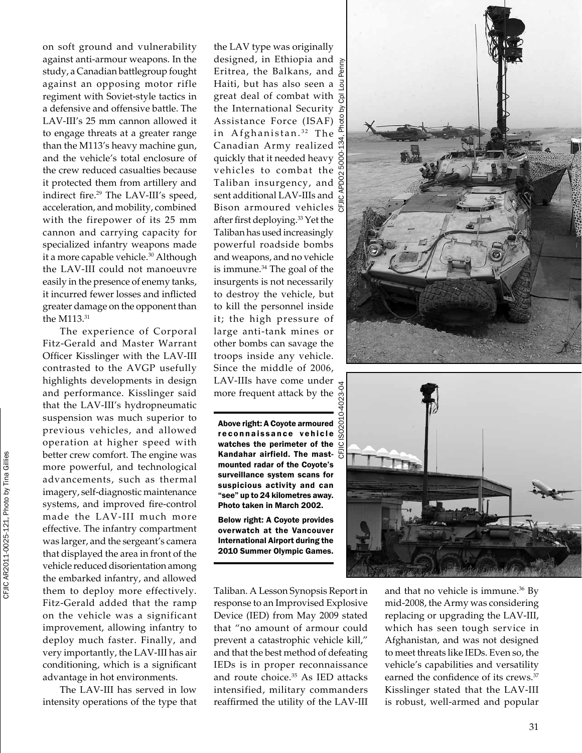on soft ground and vulnerability against anti-armour weapons. In the study, a Canadian battlegroup fought against an opposing motor rifle regiment with Soviet-style tactics in a defensive and offensive battle. The LAV-III's 25 mm cannon allowed it to engage threats at a greater range than the M113's heavy machine gun, and the vehicle's total enclosure of the crew reduced casualties because it protected them from artillery and indirect fire.[29] The LAV-III's speed, acceleration, and mobility, combined with the firepower of its 25 mm cannon and carrying capacity for specialized infantry weapons made it a more capable vehicle.[30] Although the LAV-III could not manoeuvre easily in the presence of enemy tanks, it incurred fewer losses and inflicted greater damage on the opponent than the M113.[31]

The experience of Corporal Fitz-Gerald and Master Warrant Officer Kisslinger with the LAV-III contrasted to the AVGP usefully highlights developments in design and performance. Kisslinger said that the LAV-III's hydropneumatic suspension was much superior to previous vehicles, and allowed operation at higher speed with better crew comfort. The engine was more powerful, and technological advancements, such as thermal imagery, self-diagnostic maintenance systems, and improved fire-control made the LAV-III much more effective. The infantry compartment was larger, and the sergeant's camera that displayed the area in front of the vehicle reduced disorientation among the embarked infantry, and allowed them to deploy more effectively. Fitz-Gerald added that the ramp on the vehicle was a significant improvement, allowing infantry to deploy much faster. Finally, and very importantly, the LAV-III has air conditioning, which is a significant advantage in hot environments.

The LAV-III has served in low intensity operations of the type that the LAV type was originally designed, in Ethiopia and Eritrea, the Balkans, and Haiti, but has also seen a great deal of combat with the International Security Assistance Force (ISAF) in Afghanistan.[32] The Canadian Army realized quickly that it needed heavy vehicles to combat the Taliban insurgency, and sent additional LAV-IIIs and Bison armoured vehicles after first deploying.[33] Yet the Taliban has used increasingly powerful roadside bombs and weapons, and no vehicle is immune.[34] The goal of the insurgents is not necessarily to destroy the vehicle, but to kill the personnel inside it; the high pressure of large anti-tank mines or other bombs can savage the troops inside any vehicle. Since the middle of 2006, LAV-IIIs have come under more frequent attack by the Taliban. A Lesson Synopsis Report in response to an Improvised Explosive Device (IED) from May 2009 stated that "no amount of armour could prevent a catastrophic vehicle kill," and that the best method of defeating IEDs is in proper reconnaissance and route choice.[35] As IED attacks intensified, military commanders reaffirmed the utility of the LAV-III and that no vehicle is immune.[36] By mid-2008, the Army was considering replacing or upgrading the LAV-III, which has seen tough service in Afghanistan, and was not designed to meet threats like IEDs. Even so, the vehicle's capabilities and versatility earned the confidence of its crews.[37] Kisslinger stated that the LAV-III is robust, well-armed and popular

CFJIC APD02 5000-134, Photo by Cpl Lou Penny

CFJIC IS02010-4023-04

**Above right: A Coyote armoured reconnaissance vehicle watches the perimeter of the Kandahar airfield. The mast-mounted radar of the Coyote's surveillance system scans for suspicious activity and can "see" up to 24 kilometres away. Photo taken in March 2002.**

**Below right: A Coyote provides overwatch at the Vancouver International Airport during the 2010 Summer Olympic Games.**

CFJIC AR2011-0025-121, Photo by Tina Gillies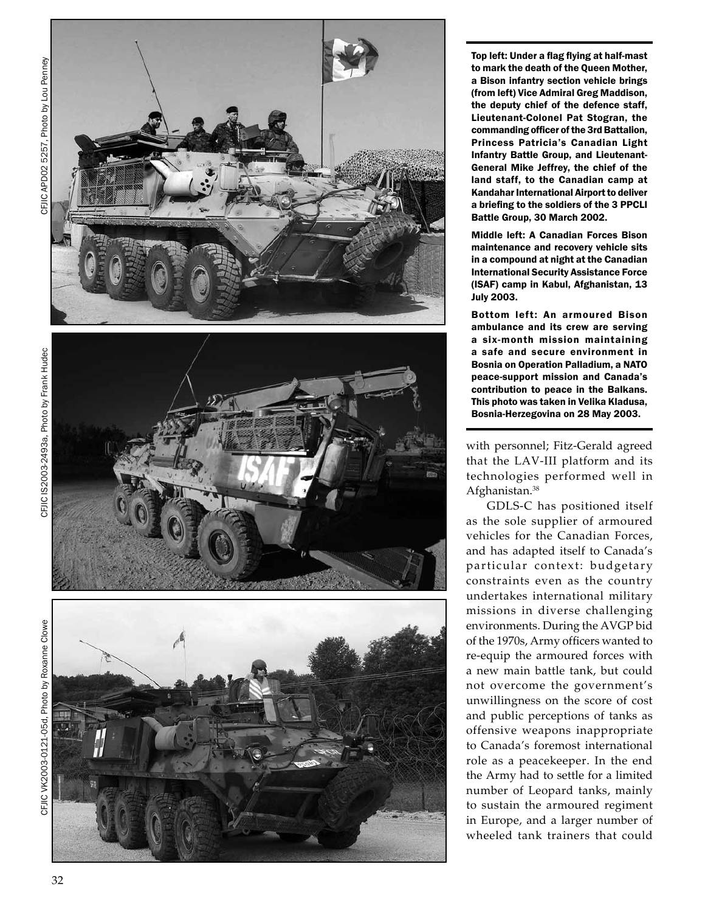CFJIC APD02 5257, Photo by Lou Penney

CFJIC IS2003-2493a, Photo by Frank Hudec

CFJIC VK2003-0121-05d, Photo by Roxanne Clowe

**Top left: Under a flag flying at half-mast to mark the death of the Queen Mother, a Bison infantry section vehicle brings (from left) Vice Admiral Greg Maddison, the deputy chief of the defence staff, Lieutenant-Colonel Pat Stogran, the commanding officer of the 3rd Battalion, Princess Patricia's Canadian Light Infantry Battle Group, and Lieutenant-General Mike Jeffrey, the chief of the land staff, to the Canadian camp at Kandahar International Airport to deliver a briefing to the soldiers of the 3 PPCLI Battle Group, 30 March 2002.**

**Middle left: A Canadian Forces Bison maintenance and recovery vehicle sits in a compound at night at the Canadian International Security Assistance Force (ISAF) camp in Kabul, Afghanistan, 13 July 2003.**

**Bottom left: An armoured Bison ambulance and its crew are serving a six-month mission maintaining a safe and secure environment in Bosnia on Operation Palladium, a NATO peace-support mission and Canada's contribution to peace in the Balkans. This photo was taken in Velika Kladusa, Bosnia-Herzegovina on 28 May 2003.**

with personnel; Fitz-Gerald agreed that the LAV-III platform and its technologies performed well in Afghanistan.[38]

GDLS-C has positioned itself as the sole supplier of armoured vehicles for the Canadian Forces, and has adapted itself to Canada's particular context: budgetary constraints even as the country undertakes international military missions in diverse challenging environments. During the AVGP bid of the 1970s, Army officers wanted to re-equip the armoured forces with a new main battle tank, but could not overcome the government's unwillingness on the score of cost and public perceptions of tanks as offensive weapons inappropriate to Canada's foremost international role as a peacekeeper. In the end the Army had to settle for a limited number of Leopard tanks, mainly to sustain the armoured regiment in Europe, and a larger number of wheeled tank trainers that could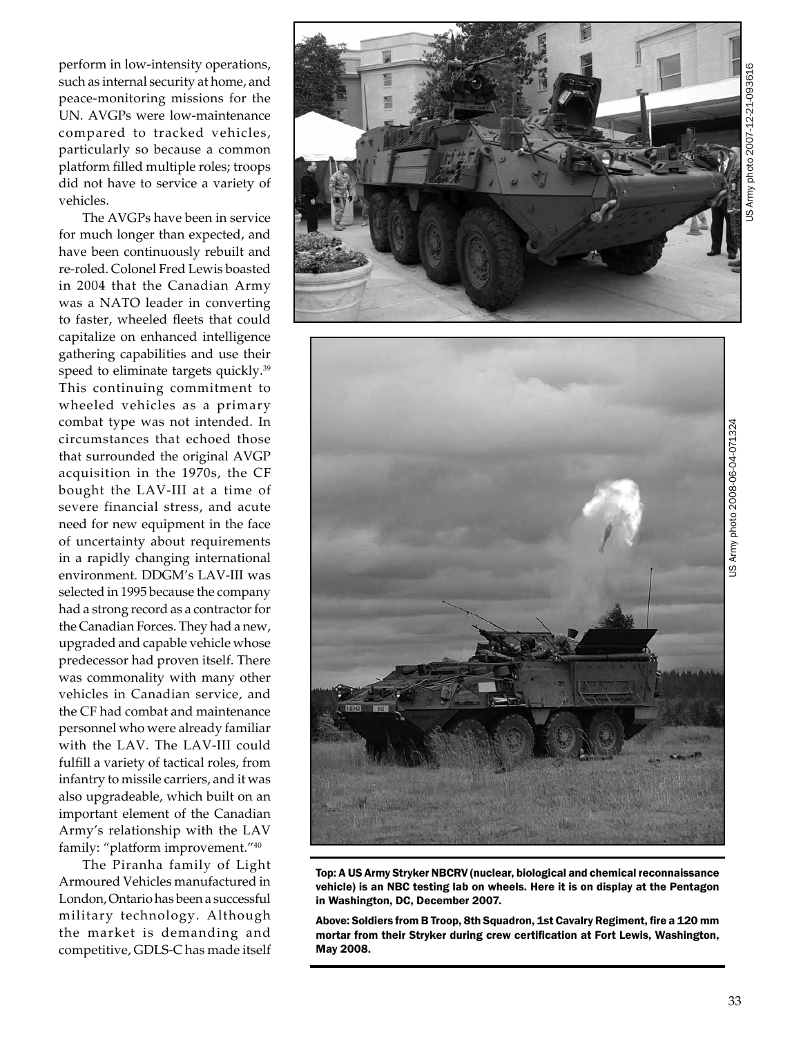perform in low-intensity operations, such as internal security at home, and peace-monitoring missions for the UN. AVGPs were low-maintenance compared to tracked vehicles, particularly so because a common platform filled multiple roles; troops did not have to service a variety of vehicles.

The AVGPs have been in service for much longer than expected, and have been continuously rebuilt and re-roled. Colonel Fred Lewis boasted in 2004 that the Canadian Army was a NATO leader in converting to faster, wheeled fleets that could capitalize on enhanced intelligence gathering capabilities and use their speed to eliminate targets quickly.[39] This continuing commitment to wheeled vehicles as a primary combat type was not intended. In circumstances that echoed those that surrounded the original AVGP acquisition in the 1970s, the CF bought the LAV-III at a time of severe financial stress, and acute need for new equipment in the face of uncertainty about requirements in a rapidly changing international environment. DDGM's LAV-III was selected in 1995 because the company had a strong record as a contractor for the Canadian Forces. They had a new, upgraded and capable vehicle whose predecessor had proven itself. There was commonality with many other vehicles in Canadian service, and the CF had combat and maintenance personnel who were already familiar with the LAV. The LAV-III could fulfill a variety of tactical roles, from infantry to missile carriers, and it was also upgradeable, which built on an important element of the Canadian Army's relationship with the LAV family: "platform improvement."[40]

The Piranha family of Light Armoured Vehicles manufactured in London, Ontario has been a successful military technology. Although the market is demanding and competitive, GDLS-C has made itself

US Army photo 2007-12-21-093616

US Army photo 2008-06-04-071324

**Top: A US Army Stryker NBCRV (nuclear, biological and chemical reconnaissance vehicle) is an NBC testing lab on wheels. Here it is on display at the Pentagon in Washington, DC, December 2007.**

**Above: Soldiers from B Troop, 8th Squadron, 1st Cavalry Regiment, fire a 120 mm mortar from their Stryker during crew certification at Fort Lewis, Washington, May 2008.**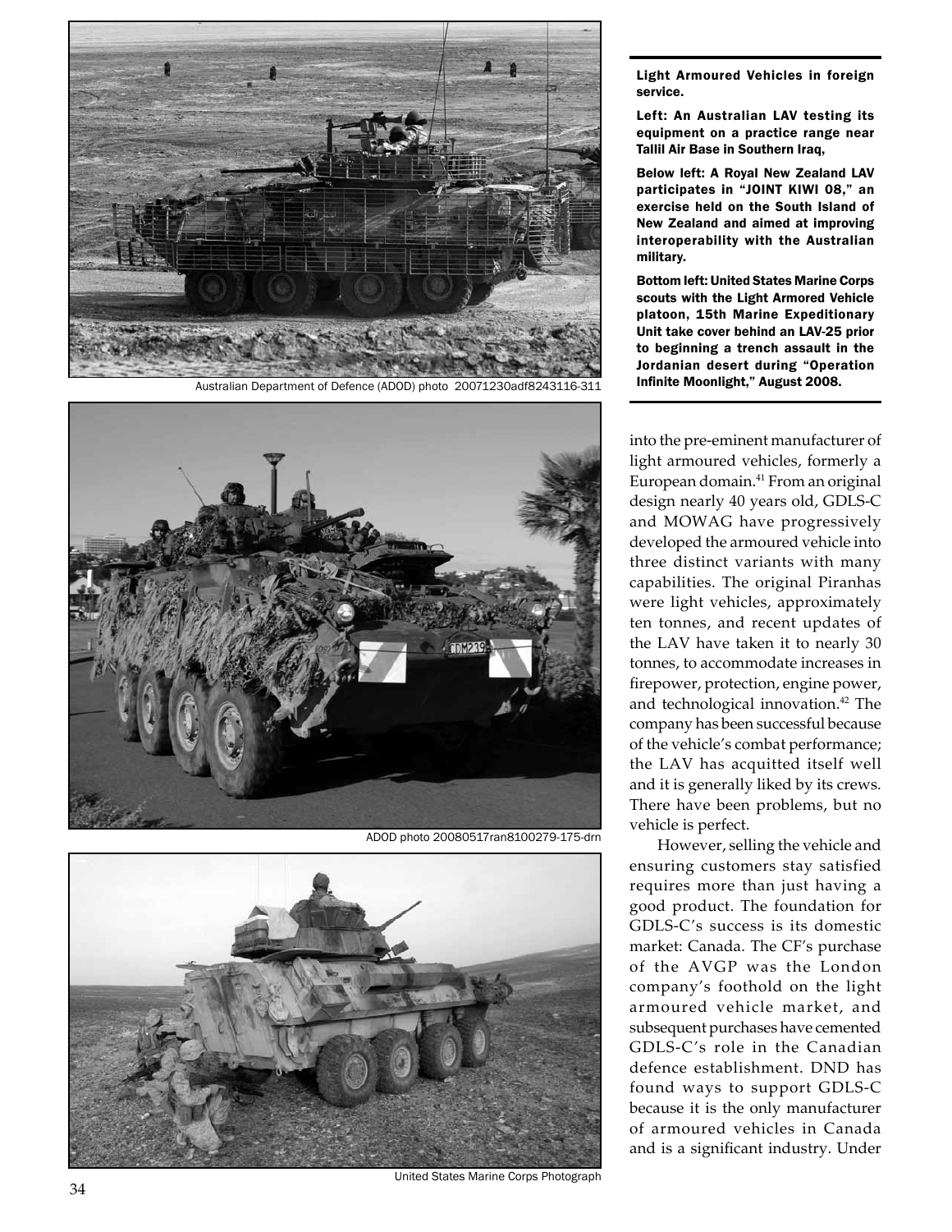Australian Department of Defence (ADOD) photo 20071230adf8243116-311

ADOD photo 20080517ran8100279-175-drn

United States Marine Corps Photograph

**Light Armoured Vehicles in foreign service.**

**Left: An Australian LAV testing its equipment on a practice range near Tallil Air Base in Southern Iraq,**

**Below left: A Royal New Zealand LAV participates in "JOINT KIWI 08," an exercise held on the South Island of New Zealand and aimed at improving interoperability with the Australian military.**

**Bottom left: United States Marine Corps scouts with the Light Armored Vehicle platoon, 15th Marine Expeditionary Unit take cover behind an LAV-25 prior to beginning a trench assault in the Jordanian desert during "Operation Infinite Moonlight," August 2008.**

into the pre-eminent manufacturer of light armoured vehicles, formerly a European domain.[41] From an original design nearly 40 years old, GDLS-C and MOWAG have progressively developed the armoured vehicle into three distinct variants with many capabilities. The original Piranhas were light vehicles, approximately ten tonnes, and recent updates of the LAV have taken it to nearly 30 tonnes, to accommodate increases in firepower, protection, engine power, and technological innovation.[42] The company has been successful because of the vehicle's combat performance; the LAV has acquitted itself well and it is generally liked by its crews. There have been problems, but no vehicle is perfect.

However, selling the vehicle and ensuring customers stay satisfied requires more than just having a good product. The foundation for GDLS-C's success is its domestic market: Canada. The CF's purchase of the AVGP was the London company's foothold on the light armoured vehicle market, and subsequent purchases have cemented GDLS-C's role in the Canadian defence establishment. DND has found ways to support GDLS-C because it is the only manufacturer of armoured vehicles in Canada and is a significant industry. Under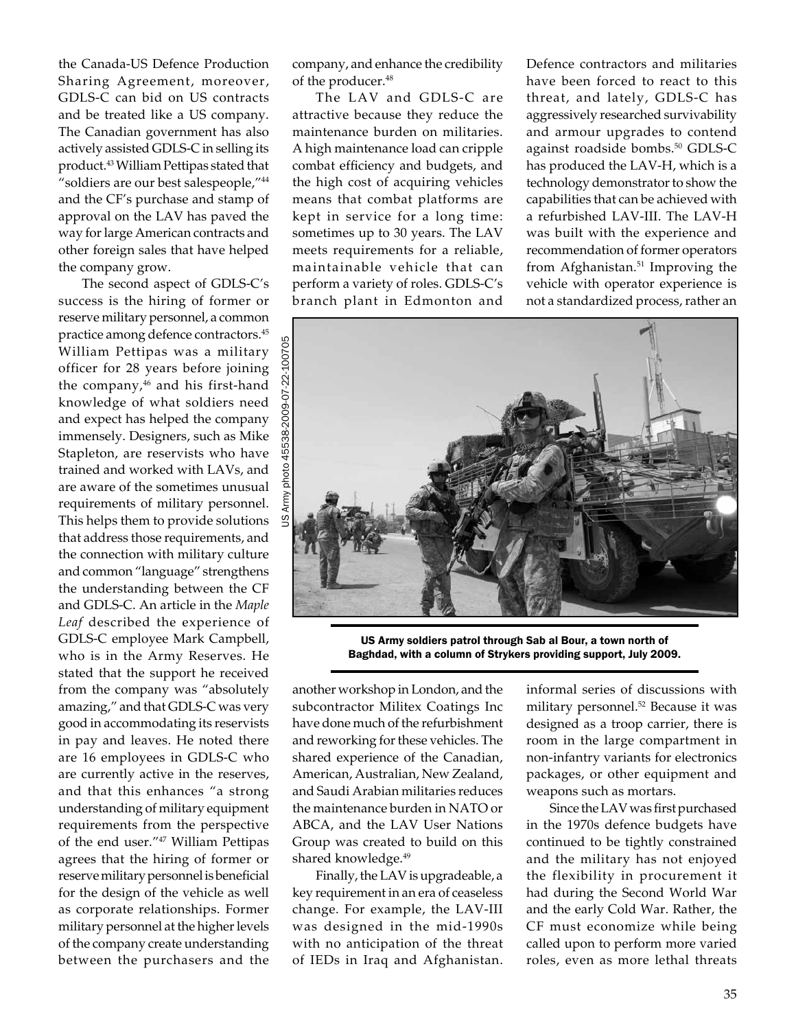the Canada-US Defence Production Sharing Agreement, moreover, GDLS-C can bid on US contracts and be treated like a US company. The Canadian government has also actively assisted GDLS-C in selling its product.[43] William Pettipas stated that "soldiers are our best salespeople,"[44] and the CF's purchase and stamp of approval on the LAV has paved the way for large American contracts and other foreign sales that have helped the company grow.

The second aspect of GDLS-C's success is the hiring of former or reserve military personnel, a common practice among defence contractors.[45] William Pettipas was a military officer for 28 years before joining the company,[46] and his first-hand knowledge of what soldiers need and expect has helped the company immensely. Designers, such as Mike Stapleton, are reservists who have trained and worked with LAVs, and are aware of the sometimes unusual requirements of military personnel. This helps them to provide solutions that address those requirements, and the connection with military culture and common "language" strengthens the understanding between the CF and GDLS-C. An article in the *Maple Leaf* described the experience of GDLS-C employee Mark Campbell, who is in the Army Reserves. He stated that the support he received from the company was "absolutely amazing," and that GDLS-C was very good in accommodating its reservists in pay and leaves. He noted there are 16 employees in GDLS-C who are currently active in the reserves, and that this enhances "a strong understanding of military equipment requirements from the perspective of the end user."[47] William Pettipas agrees that the hiring of former or reserve military personnel is beneficial for the design of the vehicle as well as corporate relationships. Former military personnel at the higher levels of the company create understanding between the purchasers and the company, and enhance the credibility of the producer.[48]

The LAV and GDLS-C are attractive because they reduce the maintenance burden on militaries. A high maintenance load can cripple combat efficiency and budgets, and the high cost of acquiring vehicles means that combat platforms are kept in service for a long time: sometimes up to 30 years. The LAV meets requirements for a reliable, maintainable vehicle that can perform a variety of roles. GDLS-C's branch plant in Edmonton and another workshop in London, and the subcontractor Militex Coatings Inc have done much of the refurbishment and reworking for these vehicles. The shared experience of the Canadian, American, Australian, New Zealand, and Saudi Arabian militaries reduces the maintenance burden in NATO or ABCA, and the LAV User Nations Group was created to build on this shared knowledge.[49]

Finally, the LAV is upgradeable, a key requirement in an era of ceaseless change. For example, the LAV-III was designed in the mid-1990s with no anticipation of the threat of IEDs in Iraq and Afghanistan. Defence contractors and militaries have been forced to react to this threat, and lately, GDLS-C has aggressively researched survivability and armour upgrades to contend against roadside bombs.[50] GDLS-C has produced the LAV-H, which is a technology demonstrator to show the capabilities that can be achieved with a refurbished LAV-III. The LAV-H was built with the experience and recommendation of former operators from Afghanistan.[51] Improving the vehicle with operator experience is not a standardized process, rather an informal series of discussions with military personnel.[52] Because it was designed as a troop carrier, there is room in the large compartment in non-infantry variants for electronics packages, or other equipment and weapons such as mortars.

US Army photo 45538-2009-07-22-100705

US Army soldiers patrol through Sab al Bour, a town north of Baghdad, with a column of Strykers providing support, July 2009.

Since the LAV was first purchased in the 1970s defence budgets have continued to be tightly constrained and the military has not enjoyed the flexibility in procurement it had during the Second World War and the early Cold War. Rather, the CF must economize while being called upon to perform more varied roles, even as more lethal threats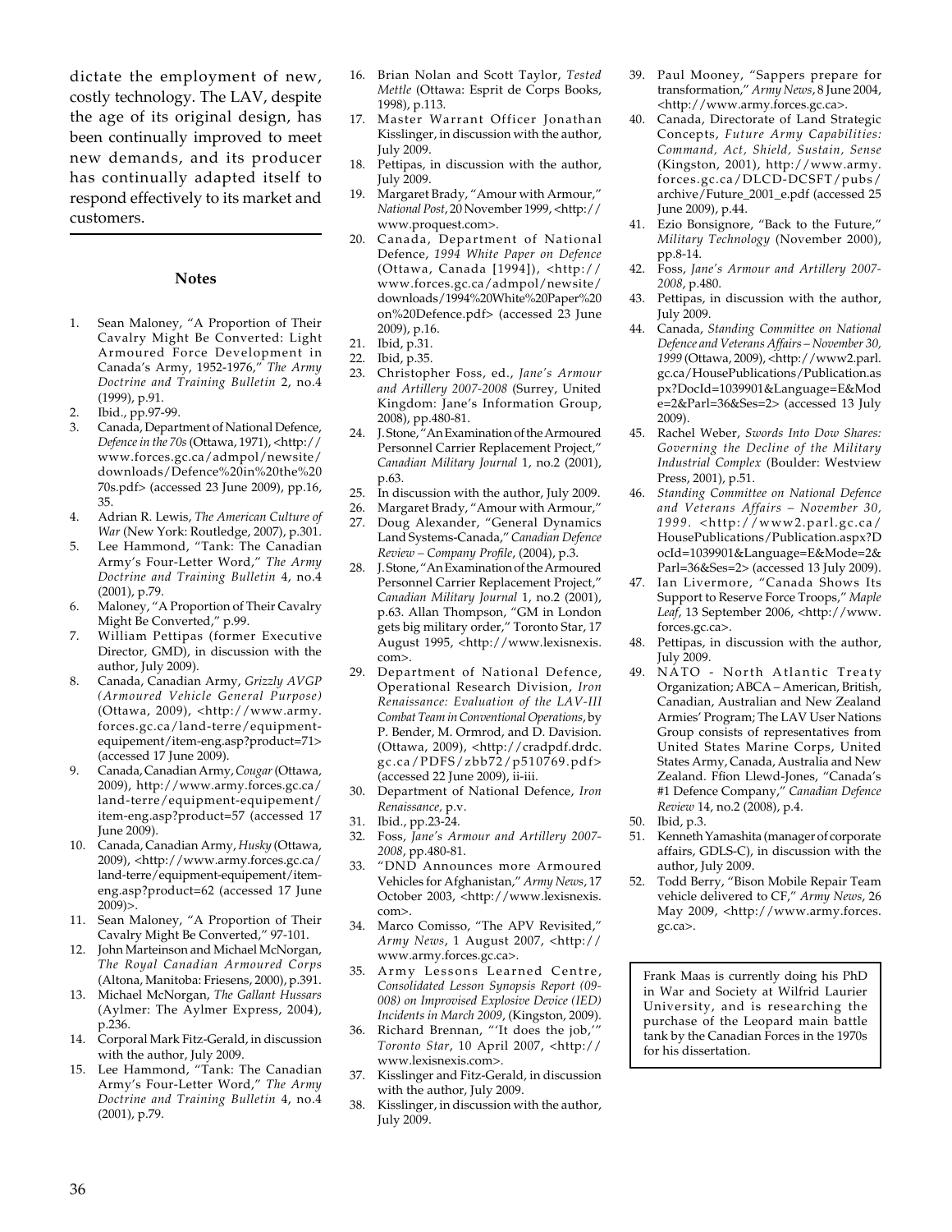dictate the employment of new, costly technology. The LAV, despite the age of its original design, has been continually improved to meet new demands, and its producer has continually adapted itself to respond effectively to its market and customers.

## Notes

1. Sean Maloney, "A Proportion of Their Cavalry Might Be Converted: Light Armoured Force Development in Canada's Army, 1952-1976," *The Army Doctrine and Training Bulletin* 2, no.4 (1999), p.91.
2. Ibid., pp.97-99.
3. Canada, Department of National Defence, *Defence in the 70s* (Ottawa, 1971), <http://www.forces.gc.ca/admpol/newsite/downloads/Defence%20in%20the%2070s.pdf> (accessed 23 June 2009), pp.16, 35.
4. Adrian R. Lewis, *The American Culture of War* (New York: Routledge, 2007), p.301.
5. Lee Hammond, "Tank: The Canadian Army's Four-Letter Word," *The Army Doctrine and Training Bulletin* 4, no.4 (2001), p.79.
6. Maloney, "A Proportion of Their Cavalry Might Be Converted," p.99.
7. William Pettipas (former Executive Director, GMD), in discussion with the author, July 2009).
8. Canada, Canadian Army, *Grizzly AVGP (Armoured Vehicle General Purpose)* (Ottawa, 2009), <http://www.army.forces.gc.ca/land-terre/equipment-equipement/item-eng.asp?product=71> (accessed 17 June 2009).
9. Canada, Canadian Army, *Cougar* (Ottawa, 2009), http://www.army.forces.gc.ca/land-terre/equipment-equipement/item-eng.asp?product=57 (accessed 17 June 2009).
10. Canada, Canadian Army, *Husky* (Ottawa, 2009), <http://www.army.forces.gc.ca/land-terre/equipment-equipement/item-eng.asp?product=62 (accessed 17 June 2009)>.
11. Sean Maloney, "A Proportion of Their Cavalry Might Be Converted," 97-101.
12. John Marteinson and Michael McNorgan, *The Royal Canadian Armoured Corps* (Altona, Manitoba: Friesens, 2000), p.391.
13. Michael McNorgan, *The Gallant Hussars* (Aylmer: The Aylmer Express, 2004), p.236.
14. Corporal Mark Fitz-Gerald, in discussion with the author, July 2009.
15. Lee Hammond, "Tank: The Canadian Army's Four-Letter Word," *The Army Doctrine and Training Bulletin* 4, no.4 (2001), p.79.
16. Brian Nolan and Scott Taylor, *Tested Mettle* (Ottawa: Esprit de Corps Books, 1998), p.113.
17. Master Warrant Officer Jonathan Kisslinger, in discussion with the author, July 2009.
18. Pettipas, in discussion with the author, July 2009.
19. Margaret Brady, "Amour with Armour," *National Post*, 20 November 1999, <http://www.proquest.com>.
20. Canada, Department of National Defence, *1994 White Paper on Defence* (Ottawa, Canada [1994]), <http://www.forces.gc.ca/admpol/newsite/downloads/1994%20White%20Paper%20on%20Defence.pdf> (accessed 23 June 2009), p.16.
21. Ibid, p.31.
22. Ibid, p.35.
23. Christopher Foss, ed., *Jane's Armour and Artillery 2007-2008* (Surrey, United Kingdom: Jane's Information Group, 2008), pp.480-81.
24. J. Stone, "An Examination of the Armoured Personnel Carrier Replacement Project," *Canadian Military Journal* 1, no.2 (2001), p.63.
25. In discussion with the author, July 2009.
26. Margaret Brady, "Amour with Armour,"
27. Doug Alexander, "General Dynamics Land Systems-Canada," *Canadian Defence Review – Company Profile*, (2004), p.3.
28. J. Stone, "An Examination of the Armoured Personnel Carrier Replacement Project," *Canadian Military Journal* 1, no.2 (2001), p.63. Allan Thompson, "GM in London gets big military order," Toronto Star, 17 August 1995, <http://www.lexisnexis.com>.
29. Department of National Defence, Operational Research Division, *Iron Renaissance: Evaluation of the LAV-III Combat Team in Conventional Operations*, by P. Bender, M. Ormrod, and D. Davision. (Ottawa, 2009), <http://cradpdf.drdc.gc.ca/PDFS/zbb72/p510769.pdf> (accessed 22 June 2009), ii-iii.
30. Department of National Defence, *Iron Renaissance,* p.v.
31. Ibid., pp.23-24.
32. Foss, *Jane's Armour and Artillery 2007-2008*, pp.480-81.
33. "DND Announces more Armoured Vehicles for Afghanistan," *Army News*, 17 October 2003, <http://www.lexisnexis.com>.
34. Marco Comisso, "The APV Revisited," *Army News*, 1 August 2007, <http://www.army.forces.gc.ca>.
35. Army Lessons Learned Centre, *Consolidated Lesson Synopsis Report (09-008) on Improvised Explosive Device (IED) Incidents in March 2009*, (Kingston, 2009).
36. Richard Brennan, "'It does the job,'" *Toronto Star*, 10 April 2007, <http://www.lexisnexis.com>.
37. Kisslinger and Fitz-Gerald, in discussion with the author, July 2009.
38. Kisslinger, in discussion with the author, July 2009.
39. Paul Mooney, "Sappers prepare for transformation," *Army News*, 8 June 2004, <http://www.army.forces.gc.ca>.
40. Canada, Directorate of Land Strategic Concepts, *Future Army Capabilities: Command, Act, Shield, Sustain, Sense* (Kingston, 2001), http://www.army.forces.gc.ca/DLCD-DCSFT/pubs/archive/Future_2001_e.pdf (accessed 25 June 2009), p.44.
41. Ezio Bonsignore, "Back to the Future," *Military Technology* (November 2000), pp.8-14.
42. Foss, *Jane's Armour and Artillery 2007-2008*, p.480.
43. Pettipas, in discussion with the author, July 2009.
44. Canada, *Standing Committee on National Defence and Veterans Affairs – November 30, 1999* (Ottawa, 2009), <http://www2.parl.gc.ca/HousePublications/Publication.aspx?DocId=1039901&Language=E&Mode=2&Parl=36&Ses=2> (accessed 13 July 2009).
45. Rachel Weber, *Swords Into Dow Shares: Governing the Decline of the Military Industrial Complex* (Boulder: Westview Press, 2001), p.51.
46. *Standing Committee on National Defence and Veterans Affairs – November 30, 1999*. <http://www2.parl.gc.ca/HousePublications/Publication.aspx?DocId=1039901&Language=E&Mode=2&Parl=36&Ses=2> (accessed 13 July 2009).
47. Ian Livermore, "Canada Shows Its Support to Reserve Force Troops," *Maple Leaf*, 13 September 2006, <http://www.forces.gc.ca>.
48. Pettipas, in discussion with the author, July 2009.
49. NATO - North Atlantic Treaty Organization; ABCA – American, British, Canadian, Australian and New Zealand Armies' Program; The LAV User Nations Group consists of representatives from United States Marine Corps, United States Army, Canada, Australia and New Zealand. Ffion Llewd-Jones, "Canada's #1 Defence Company," *Canadian Defence Review* 14, no.2 (2008), p.4.
50. Ibid, p.3.
51. Kenneth Yamashita (manager of corporate affairs, GDLS-C), in discussion with the author, July 2009.
52. Todd Berry, "Bison Mobile Repair Team vehicle delivered to CF," *Army News*, 26 May 2009, <http://www.army.forces.gc.ca>.

Frank Maas is currently doing his PhD in War and Society at Wilfrid Laurier University, and is researching the purchase of the Leopard main battle tank by the Canadian Forces in the 1970s for his dissertation.